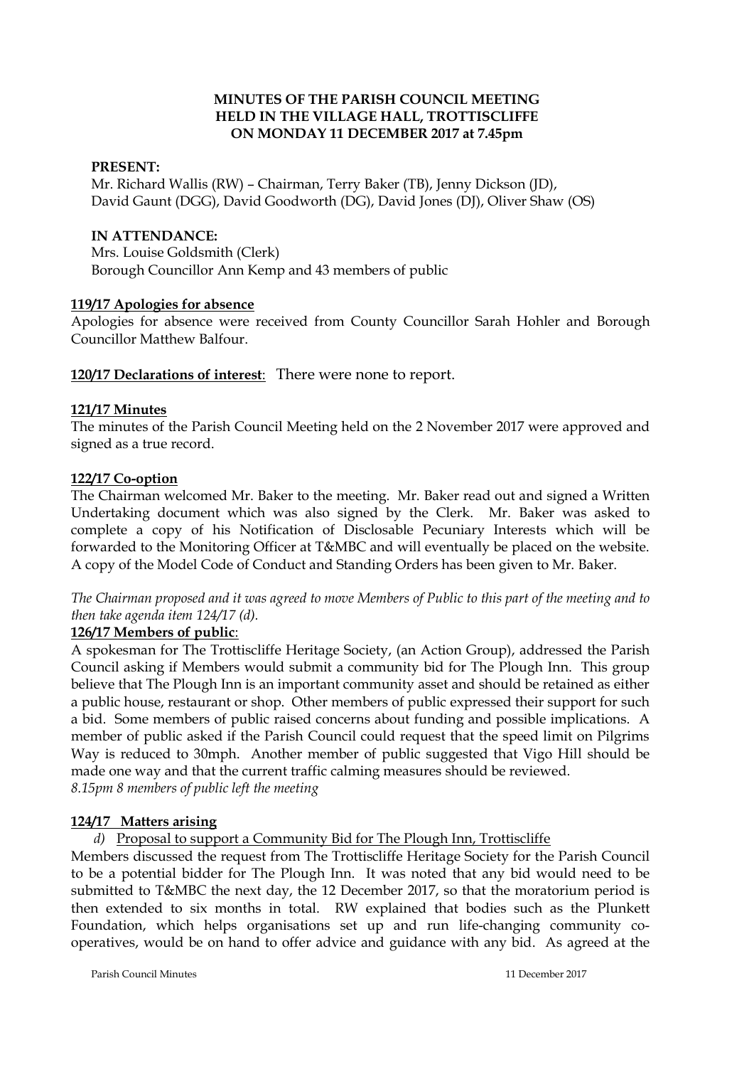# MINUTES OF THE PARISH COUNCIL MEETING HELD IN THE VILLAGE HALL, TROTTISCLIFFE ON MONDAY 11 DECEMBER 2017 at 7.45pm

**PRESENT:**

Mr. Richard Wallis (RW) – Chairman, Terry Baker (TB), Jenny Dickson (JD), David Gaunt (DGG), David Goodworth (DG), David Jones (DJ), Oliver Shaw (OS)

**IN ATTENDANCE:**

Mrs. Louise Goldsmith (Clerk)
Borough Councillor Ann Kemp and 43 members of public

**119/17 Apologies for absence**

Apologies for absence were received from County Councillor Sarah Hohler and Borough Councillor Matthew Balfour.

**120/17 Declarations of interest**: There were none to report.

**121/17 Minutes**

The minutes of the Parish Council Meeting held on the 2 November 2017 were approved and signed as a true record.

**122/17 Co-option**

The Chairman welcomed Mr. Baker to the meeting. Mr. Baker read out and signed a Written Undertaking document which was also signed by the Clerk. Mr. Baker was asked to complete a copy of his Notification of Disclosable Pecuniary Interests which will be forwarded to the Monitoring Officer at T&MBC and will eventually be placed on the website. A copy of the Model Code of Conduct and Standing Orders has been given to Mr. Baker.

*The Chairman proposed and it was agreed to move Members of Public to this part of the meeting and to then take agenda item 124/17 (d).*

**126/17 Members of public**:

A spokesman for The Trottiscliffe Heritage Society, (an Action Group), addressed the Parish Council asking if Members would submit a community bid for The Plough Inn. This group believe that The Plough Inn is an important community asset and should be retained as either a public house, restaurant or shop. Other members of public expressed their support for such a bid. Some members of public raised concerns about funding and possible implications. A member of public asked if the Parish Council could request that the speed limit on Pilgrims Way is reduced to 30mph. Another member of public suggested that Vigo Hill should be made one way and that the current traffic calming measures should be reviewed.

*8.15pm 8 members of public left the meeting*

**124/17 Matters arising**

*d)* Proposal to support a Community Bid for The Plough Inn, Trottiscliffe

Members discussed the request from The Trottiscliffe Heritage Society for the Parish Council to be a potential bidder for The Plough Inn. It was noted that any bid would need to be submitted to T&MBC the next day, the 12 December 2017, so that the moratorium period is then extended to six months in total. RW explained that bodies such as the Plunkett Foundation, which helps organisations set up and run life-changing community co-operatives, would be on hand to offer advice and guidance with any bid. As agreed at the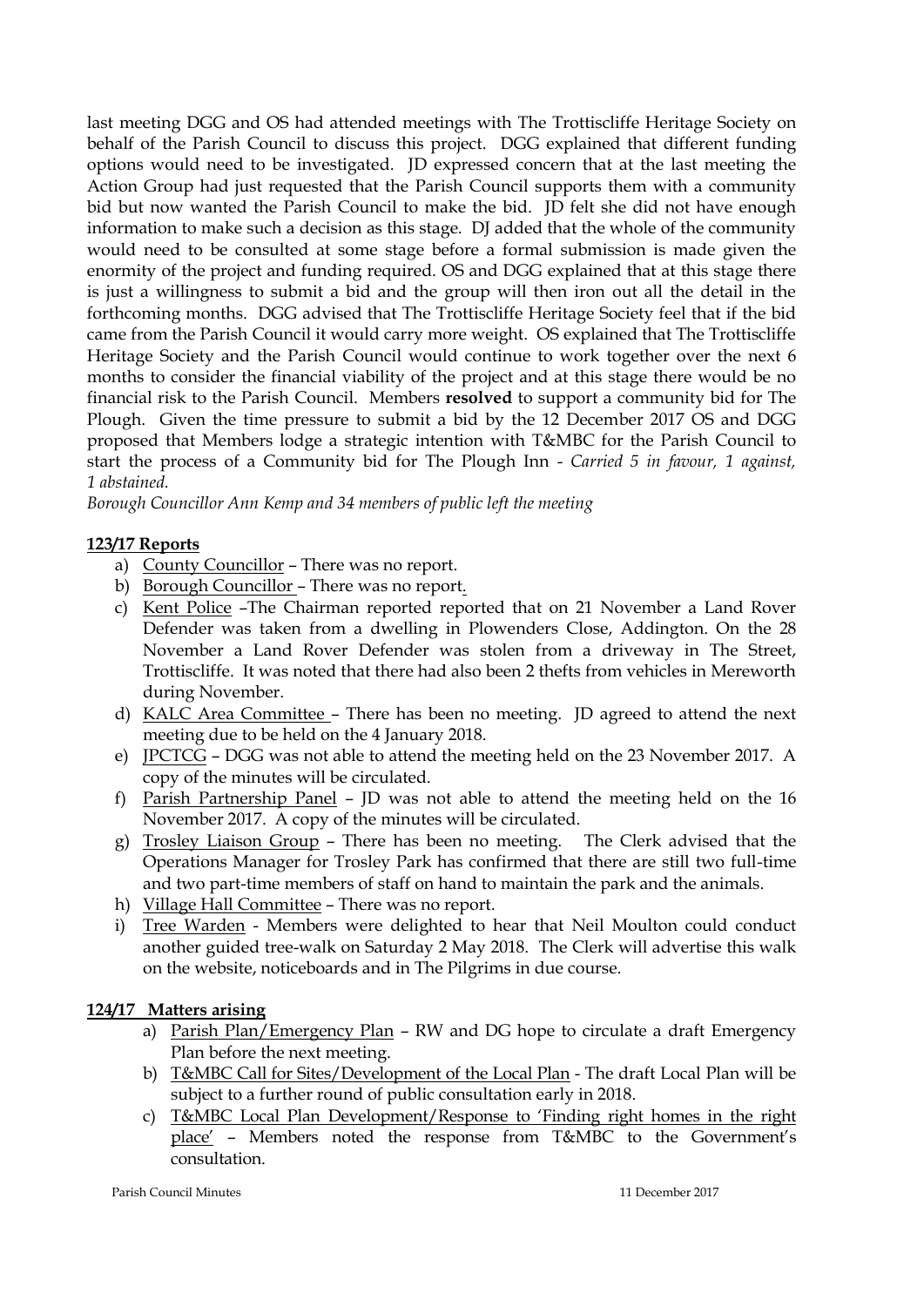last meeting DGG and OS had attended meetings with The Trottiscliffe Heritage Society on behalf of the Parish Council to discuss this project. DGG explained that different funding options would need to be investigated. JD expressed concern that at the last meeting the Action Group had just requested that the Parish Council supports them with a community bid but now wanted the Parish Council to make the bid. JD felt she did not have enough information to make such a decision as this stage. DJ added that the whole of the community would need to be consulted at some stage before a formal submission is made given the enormity of the project and funding required. OS and DGG explained that at this stage there is just a willingness to submit a bid and the group will then iron out all the detail in the forthcoming months. DGG advised that The Trottiscliffe Heritage Society feel that if the bid came from the Parish Council it would carry more weight. OS explained that The Trottiscliffe Heritage Society and the Parish Council would continue to work together over the next 6 months to consider the financial viability of the project and at this stage there would be no financial risk to the Parish Council. Members **resolved** to support a community bid for The Plough. Given the time pressure to submit a bid by the 12 December 2017 OS and DGG proposed that Members lodge a strategic intention with T&MBC for the Parish Council to start the process of a Community bid for The Plough Inn - *Carried 5 in favour, 1 against, 1 abstained.*

*Borough Councillor Ann Kemp and 34 members of public left the meeting*

**123/17 Reports**

a) County Councillor – There was no report.
b) Borough Councillor – There was no report.
c) Kent Police –The Chairman reported reported that on 21 November a Land Rover Defender was taken from a dwelling in Plowenders Close, Addington. On the 28 November a Land Rover Defender was stolen from a driveway in The Street, Trottiscliffe. It was noted that there had also been 2 thefts from vehicles in Mereworth during November.
d) KALC Area Committee – There has been no meeting. JD agreed to attend the next meeting due to be held on the 4 January 2018.
e) JPCTCG – DGG was not able to attend the meeting held on the 23 November 2017. A copy of the minutes will be circulated.
f) Parish Partnership Panel – JD was not able to attend the meeting held on the 16 November 2017. A copy of the minutes will be circulated.
g) Trosley Liaison Group – There has been no meeting. The Clerk advised that the Operations Manager for Trosley Park has confirmed that there are still two full-time and two part-time members of staff on hand to maintain the park and the animals.
h) Village Hall Committee – There was no report.
i) Tree Warden - Members were delighted to hear that Neil Moulton could conduct another guided tree-walk on Saturday 2 May 2018. The Clerk will advertise this walk on the website, noticeboards and in The Pilgrims in due course.

**124/17 Matters arising**

a) Parish Plan/Emergency Plan – RW and DG hope to circulate a draft Emergency Plan before the next meeting.
b) T&MBC Call for Sites/Development of the Local Plan - The draft Local Plan will be subject to a further round of public consultation early in 2018.
c) T&MBC Local Plan Development/Response to 'Finding right homes in the right place' – Members noted the response from T&MBC to the Government's consultation.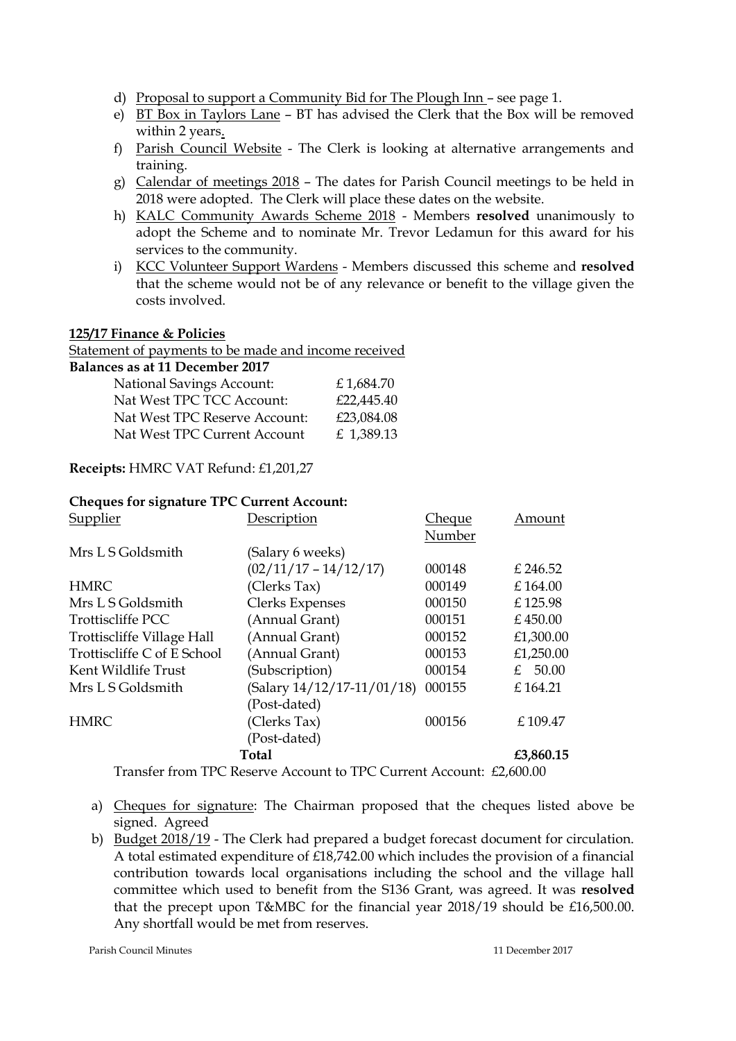d) Proposal to support a Community Bid for The Plough Inn – see page 1.
e) BT Box in Taylors Lane – BT has advised the Clerk that the Box will be removed within 2 years.
f) Parish Council Website - The Clerk is looking at alternative arrangements and training.
g) Calendar of meetings 2018 – The dates for Parish Council meetings to be held in 2018 were adopted. The Clerk will place these dates on the website.
h) KALC Community Awards Scheme 2018 - Members **resolved** unanimously to adopt the Scheme and to nominate Mr. Trevor Ledamun for this award for his services to the community.
i) KCC Volunteer Support Wardens - Members discussed this scheme and **resolved** that the scheme would not be of any relevance or benefit to the village given the costs involved.

**125/17 Finance & Policies**

Statement of payments to be made and income received

**Balances as at 11 December 2017**

| | |
|---|---|
| National Savings Account: | £ 1,684.70 |
| Nat West TPC TCC Account: | £22,445.40 |
| Nat West TPC Reserve Account: | £23,084.08 |
| Nat West TPC Current Account | £ 1,389.13 |

**Receipts:** HMRC VAT Refund: £1,201,27

**Cheques for signature TPC Current Account:**

| Supplier | Description | Cheque Number | Amount |
|---|---|---|---|
| Mrs L S Goldsmith | (Salary 6 weeks) (02/11/17 – 14/12/17) | 000148 | £ 246.52 |
| HMRC | (Clerks Tax) | 000149 | £ 164.00 |
| Mrs L S Goldsmith | Clerks Expenses | 000150 | £ 125.98 |
| Trottiscliffe PCC | (Annual Grant) | 000151 | £ 450.00 |
| Trottiscliffe Village Hall | (Annual Grant) | 000152 | £1,300.00 |
| Trottiscliffe C of E School | (Annual Grant) | 000153 | £1,250.00 |
| Kent Wildlife Trust | (Subscription) | 000154 | £ 50.00 |
| Mrs L S Goldsmith | (Salary 14/12/17-11/01/18) (Post-dated) | 000155 | £ 164.21 |
| HMRC | (Clerks Tax) (Post-dated) | 000156 | £ 109.47 |
| | **Total** | | **£3,860.15** |

Transfer from TPC Reserve Account to TPC Current Account: £2,600.00

a) Cheques for signature: The Chairman proposed that the cheques listed above be signed. Agreed
b) Budget 2018/19 - The Clerk had prepared a budget forecast document for circulation. A total estimated expenditure of £18,742.00 which includes the provision of a financial contribution towards local organisations including the school and the village hall committee which used to benefit from the S136 Grant, was agreed. It was **resolved** that the precept upon T&MBC for the financial year 2018/19 should be £16,500.00. Any shortfall would be met from reserves.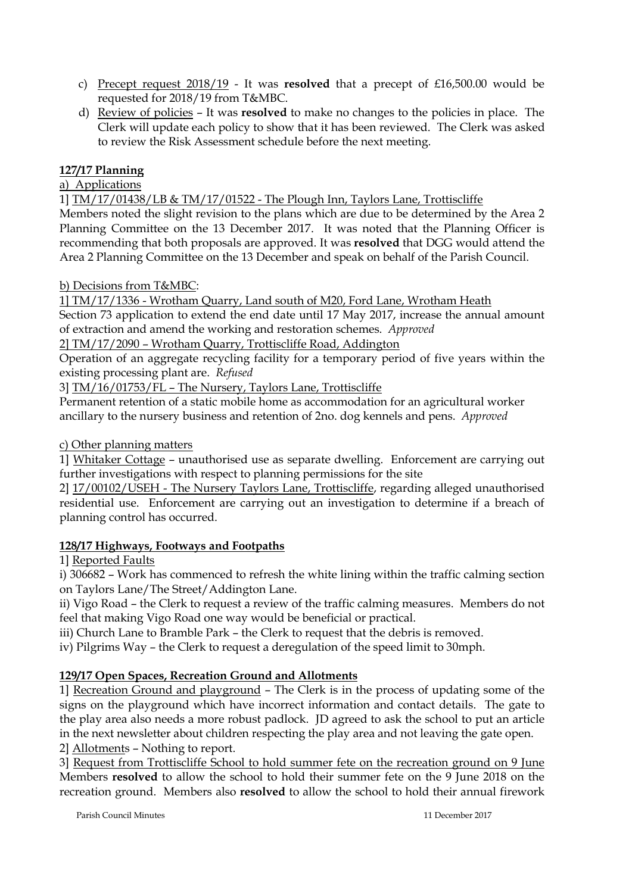c) Precept request 2018/19 - It was **resolved** that a precept of £16,500.00 would be requested for 2018/19 from T&MBC.

d) Review of policies – It was **resolved** to make no changes to the policies in place. The Clerk will update each policy to show that it has been reviewed. The Clerk was asked to review the Risk Assessment schedule before the next meeting.

**127/17 Planning**

a) Applications

1] TM/17/01438/LB & TM/17/01522 - The Plough Inn, Taylors Lane, Trottiscliffe

Members noted the slight revision to the plans which are due to be determined by the Area 2 Planning Committee on the 13 December 2017. It was noted that the Planning Officer is recommending that both proposals are approved. It was **resolved** that DGG would attend the Area 2 Planning Committee on the 13 December and speak on behalf of the Parish Council.

b) Decisions from T&MBC:

1] TM/17/1336 - Wrotham Quarry, Land south of M20, Ford Lane, Wrotham Heath

Section 73 application to extend the end date until 17 May 2017, increase the annual amount of extraction and amend the working and restoration schemes. *Approved*

2] TM/17/2090 – Wrotham Quarry, Trottiscliffe Road, Addington

Operation of an aggregate recycling facility for a temporary period of five years within the existing processing plant are. *Refused*

3] TM/16/01753/FL – The Nursery, Taylors Lane, Trottiscliffe

Permanent retention of a static mobile home as accommodation for an agricultural worker ancillary to the nursery business and retention of 2no. dog kennels and pens. *Approved*

c) Other planning matters

1] Whitaker Cottage – unauthorised use as separate dwelling. Enforcement are carrying out further investigations with respect to planning permissions for the site

2] 17/00102/USEH - The Nursery Taylors Lane, Trottiscliffe, regarding alleged unauthorised residential use. Enforcement are carrying out an investigation to determine if a breach of planning control has occurred.

**128/17 Highways, Footways and Footpaths**

1] Reported Faults

i) 306682 – Work has commenced to refresh the white lining within the traffic calming section on Taylors Lane/The Street/Addington Lane.

ii) Vigo Road – the Clerk to request a review of the traffic calming measures. Members do not feel that making Vigo Road one way would be beneficial or practical.

iii) Church Lane to Bramble Park – the Clerk to request that the debris is removed.

iv) Pilgrims Way – the Clerk to request a deregulation of the speed limit to 30mph.

**129/17 Open Spaces, Recreation Ground and Allotments**

1] Recreation Ground and playground – The Clerk is in the process of updating some of the signs on the playground which have incorrect information and contact details. The gate to the play area also needs a more robust padlock. JD agreed to ask the school to put an article in the next newsletter about children respecting the play area and not leaving the gate open.

2] Allotments – Nothing to report.

3] Request from Trottiscliffe School to hold summer fete on the recreation ground on 9 June

Members **resolved** to allow the school to hold their summer fete on the 9 June 2018 on the recreation ground. Members also **resolved** to allow the school to hold their annual firework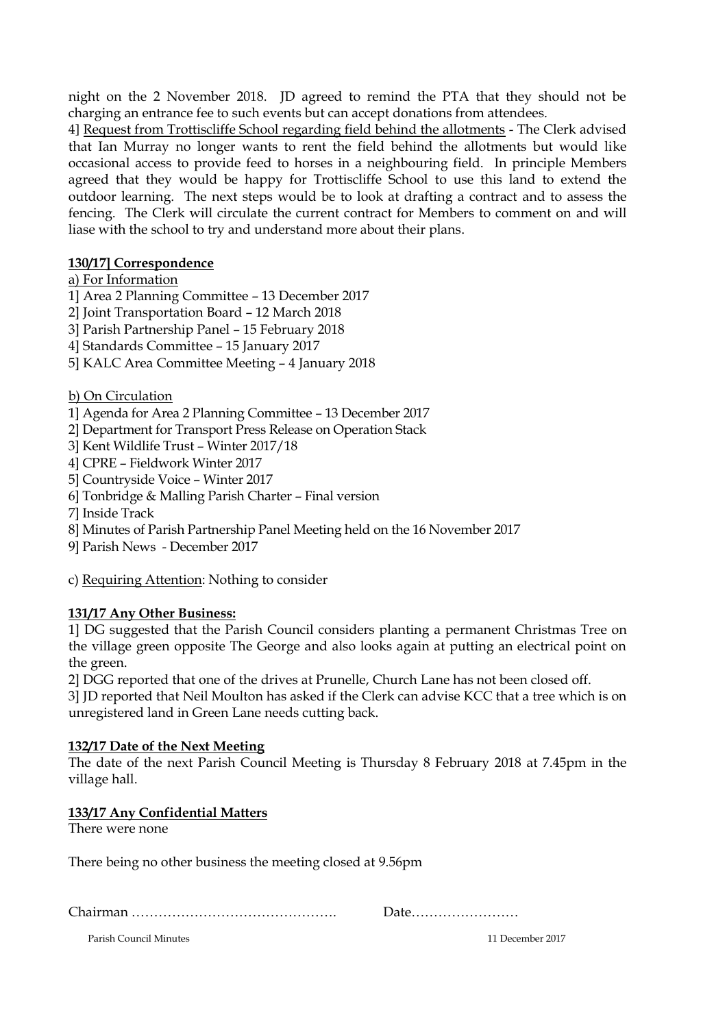night on the 2 November 2018. JD agreed to remind the PTA that they should not be charging an entrance fee to such events but can accept donations from attendees.

4] Request from Trottiscliffe School regarding field behind the allotments - The Clerk advised that Ian Murray no longer wants to rent the field behind the allotments but would like occasional access to provide feed to horses in a neighbouring field. In principle Members agreed that they would be happy for Trottiscliffe School to use this land to extend the outdoor learning. The next steps would be to look at drafting a contract and to assess the fencing. The Clerk will circulate the current contract for Members to comment on and will liase with the school to try and understand more about their plans.

**130/17] Correspondence**

a) For Information

1] Area 2 Planning Committee – 13 December 2017
2] Joint Transportation Board – 12 March 2018
3] Parish Partnership Panel – 15 February 2018
4] Standards Committee – 15 January 2017
5] KALC Area Committee Meeting – 4 January 2018

b) On Circulation

1] Agenda for Area 2 Planning Committee – 13 December 2017
2] Department for Transport Press Release on Operation Stack
3] Kent Wildlife Trust – Winter 2017/18
4] CPRE – Fieldwork Winter 2017
5] Countryside Voice – Winter 2017
6] Tonbridge & Malling Parish Charter – Final version
7] Inside Track
8] Minutes of Parish Partnership Panel Meeting held on the 16 November 2017
9] Parish News - December 2017

c) Requiring Attention: Nothing to consider

**131/17 Any Other Business:**

1] DG suggested that the Parish Council considers planting a permanent Christmas Tree on the village green opposite The George and also looks again at putting an electrical point on the green.

2] DGG reported that one of the drives at Prunelle, Church Lane has not been closed off.

3] JD reported that Neil Moulton has asked if the Clerk can advise KCC that a tree which is on unregistered land in Green Lane needs cutting back.

**132/17 Date of the Next Meeting**

The date of the next Parish Council Meeting is Thursday 8 February 2018 at 7.45pm in the village hall.

**133/17 Any Confidential Matters**

There were none

There being no other business the meeting closed at 9.56pm

Chairman ………………………………………. Date……………………